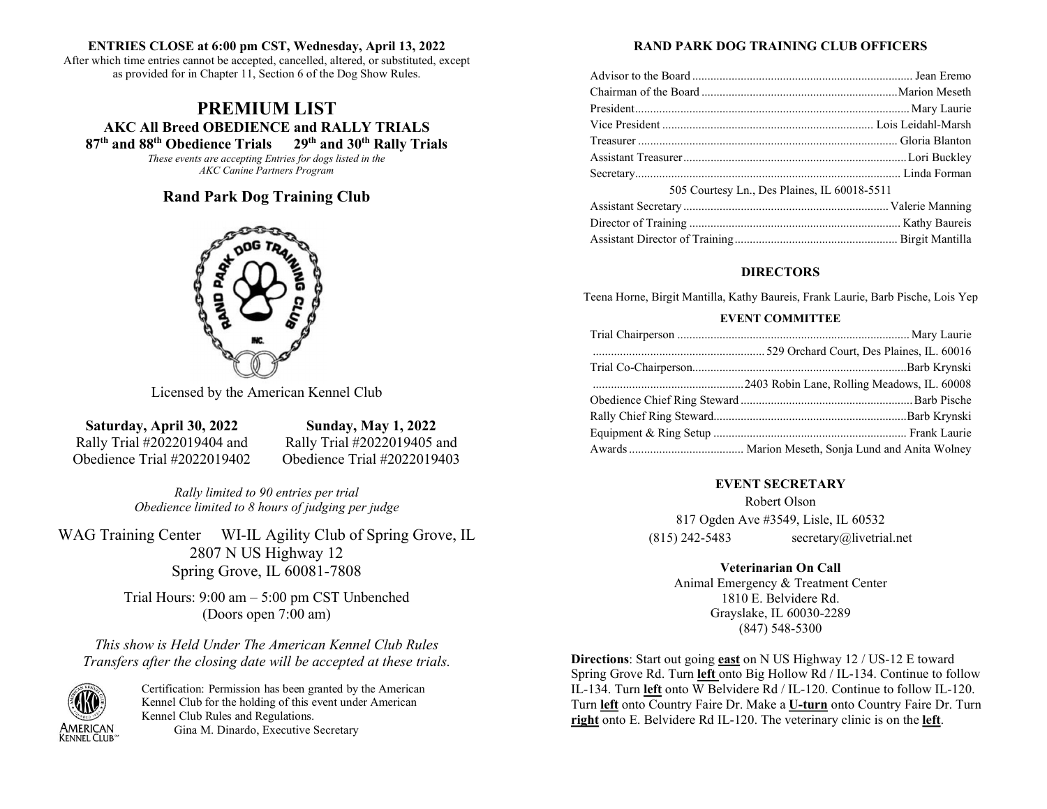**ENTRIES CLOSE at 6:00 pm CST, Wednesday, April 13, 2022**
After which time entries cannot be accepted, cancelled, altered, or substituted, except as provided for in Chapter 11, Section 6 of the Dog Show Rules.

# PREMIUM LIST

## AKC All Breed OBEDIENCE and RALLY TRIALS

### 87th and 88th Obedience Trials 29th and 30th Rally Trials

*These events are accepting Entries for dogs listed in the AKC Canine Partners Program*

## Rand Park Dog Training Club

Licensed by the American Kennel Club

| **Saturday, April 30, 2022** | **Sunday, May 1, 2022** |
|---|---|
| Rally Trial #2022019404 and | Rally Trial #2022019405 and |
| Obedience Trial #2022019402 | Obedience Trial #2022019403 |

*Rally limited to 90 entries per trial*
*Obedience limited to 8 hours of judging per judge*

WAG Training Center WI-IL Agility Club of Spring Grove, IL
2807 N US Highway 12
Spring Grove, IL 60081-7808

Trial Hours: 9:00 am – 5:00 pm CST Unbenched
(Doors open 7:00 am)

*This show is Held Under The American Kennel Club Rules*
*Transfers after the closing date will be accepted at these trials.*

Certification: Permission has been granted by the American Kennel Club for the holding of this event under American Kennel Club Rules and Regulations.
Gina M. Dinardo, Executive Secretary

### RAND PARK DOG TRAINING CLUB OFFICERS

Advisor to the Board ........ Jean Eremo
Chairman of the Board ........ Marion Meseth
President ........ Mary Laurie
Vice President ........ Lois Leidahl-Marsh
Treasurer ........ Gloria Blanton
Assistant Treasurer ........ Lori Buckley
Secretary ........ Linda Forman
505 Courtesy Ln., Des Plaines, IL 60018-5511
Assistant Secretary ........ Valerie Manning
Director of Training ........ Kathy Baureis
Assistant Director of Training ........ Birgit Mantilla

### DIRECTORS

Teena Horne, Birgit Mantilla, Kathy Baureis, Frank Laurie, Barb Pische, Lois Yep

### EVENT COMMITTEE

Trial Chairperson ........ Mary Laurie
........ 529 Orchard Court, Des Plaines, IL. 60016
Trial Co-Chairperson ........ Barb Krynski
........ 2403 Robin Lane, Rolling Meadows, IL. 60008
Obedience Chief Ring Steward ........ Barb Pische
Rally Chief Ring Steward ........ Barb Krynski
Equipment & Ring Setup ........ Frank Laurie
Awards ........ Marion Meseth, Sonja Lund and Anita Wolney

### EVENT SECRETARY

Robert Olson
817 Ogden Ave #3549, Lisle, IL 60532
(815) 242-5483 secretary@livetrial.net

**Veterinarian On Call**
Animal Emergency & Treatment Center
1810 E. Belvidere Rd.
Grayslake, IL 60030-2289
(847) 548-5300

**Directions**: Start out going **east** on N US Highway 12 / US-12 E toward Spring Grove Rd. Turn **left** onto Big Hollow Rd / IL-134. Continue to follow IL-134. Turn **left** onto W Belvidere Rd / IL-120. Continue to follow IL-120. Turn **left** onto Country Faire Dr. Make a **U-turn** onto Country Faire Dr. Turn **right** onto E. Belvidere Rd IL-120. The veterinary clinic is on the **left**.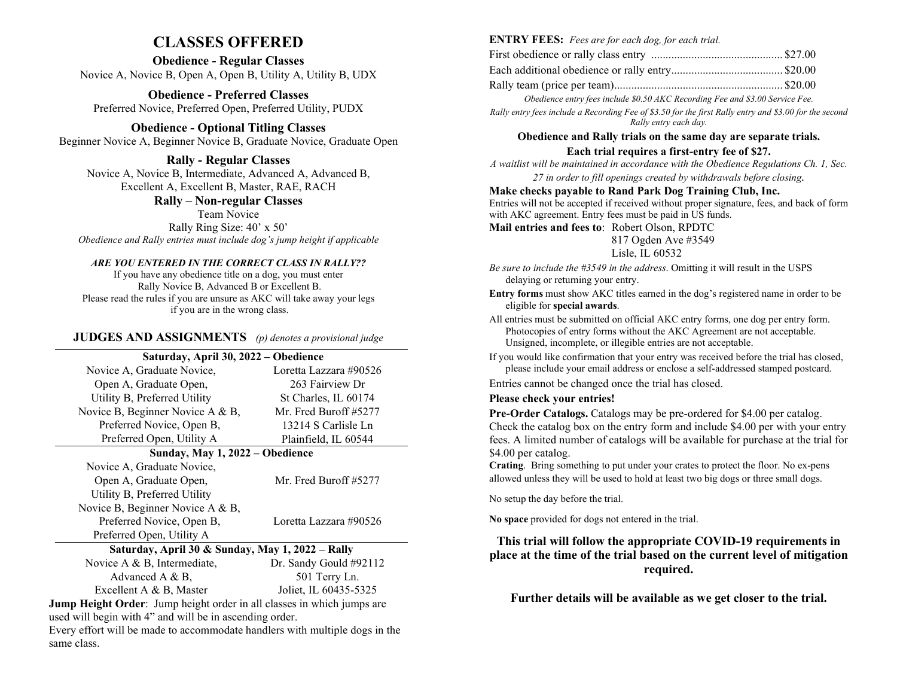# CLASSES OFFERED

### Obedience - Regular Classes

Novice A, Novice B, Open A, Open B, Utility A, Utility B, UDX

### Obedience - Preferred Classes

Preferred Novice, Preferred Open, Preferred Utility, PUDX

### Obedience - Optional Titling Classes

Beginner Novice A, Beginner Novice B, Graduate Novice, Graduate Open

### Rally - Regular Classes

Novice A, Novice B, Intermediate, Advanced A, Advanced B, Excellent A, Excellent B, Master, RAE, RACH

### Rally – Non-regular Classes

Team Novice

Rally Ring Size: 40' x 50'

*Obedience and Rally entries must include dog's jump height if applicable*

***ARE YOU ENTERED IN THE CORRECT CLASS IN RALLY??***

If you have any obedience title on a dog, you must enter Rally Novice B, Advanced B or Excellent B. Please read the rules if you are unsure as AKC will take away your legs if you are in the wrong class.

## JUDGES AND ASSIGNMENTS *(p) denotes a provisional judge*

| Saturday, April 30, 2022 – Obedience | |
|---|---|
| Novice A, Graduate Novice, Open A, Graduate Open, Utility B, Preferred Utility | Loretta Lazzara #90526<br>263 Fairview Dr<br>St Charles, IL 60174 |
| Novice B, Beginner Novice A & B, Preferred Novice, Open B, Preferred Open, Utility A | Mr. Fred Buroff #5277<br>13214 S Carlisle Ln<br>Plainfield, IL 60544 |
| **Sunday, May 1, 2022 – Obedience** | |
| Novice A, Graduate Novice, Open A, Graduate Open, Utility B, Preferred Utility | Mr. Fred Buroff #5277 |
| Novice B, Beginner Novice A & B, Preferred Novice, Open B, Preferred Open, Utility A | Loretta Lazzara #90526 |
| **Saturday, April 30 & Sunday, May 1, 2022 – Rally** | |
| Novice A & B, Intermediate, Advanced A & B, Excellent A & B, Master | Dr. Sandy Gould #92112<br>501 Terry Ln.<br>Joliet, IL 60435-5325 |

**Jump Height Order**: Jump height order in all classes in which jumps are used will begin with 4" and will be in ascending order.

Every effort will be made to accommodate handlers with multiple dogs in the same class.

**ENTRY FEES:** *Fees are for each dog, for each trial.*

| | |
|---|---|
| First obedience or rally class entry | $27.00 |
| Each additional obedience or rally entry | $20.00 |
| Rally team (price per team) | $20.00 |

*Obedience entry fees include $0.50 AKC Recording Fee and $3.00 Service Fee.*

*Rally entry fees include a Recording Fee of $3.50 for the first Rally entry and $3.00 for the second Rally entry each day.*

**Obedience and Rally trials on the same day are separate trials.**

**Each trial requires a first-entry fee of $27.**

*A waitlist will be maintained in accordance with the Obedience Regulations Ch. 1, Sec. 27 in order to fill openings created by withdrawals before closing.*

**Make checks payable to Rand Park Dog Training Club, Inc.**

Entries will not be accepted if received without proper signature, fees, and back of form with AKC agreement. Entry fees must be paid in US funds.

**Mail entries and fees to**: Robert Olson, RPDTC
817 Ogden Ave #3549
Lisle, IL 60532

*Be sure to include the #3549 in the address*. Omitting it will result in the USPS delaying or returning your entry.

**Entry forms** must show AKC titles earned in the dog's registered name in order to be eligible for **special awards**.

All entries must be submitted on official AKC entry forms, one dog per entry form. Photocopies of entry forms without the AKC Agreement are not acceptable. Unsigned, incomplete, or illegible entries are not acceptable.

If you would like confirmation that your entry was received before the trial has closed, please include your email address or enclose a self-addressed stamped postcard.

Entries cannot be changed once the trial has closed.

**Please check your entries!**

**Pre-Order Catalogs.** Catalogs may be pre-ordered for $4.00 per catalog. Check the catalog box on the entry form and include $4.00 per with your entry fees. A limited number of catalogs will be available for purchase at the trial for $4.00 per catalog.

**Crating**. Bring something to put under your crates to protect the floor. No ex-pens allowed unless they will be used to hold at least two big dogs or three small dogs.

No setup the day before the trial.

**No space** provided for dogs not entered in the trial.

**This trial will follow the appropriate COVID-19 requirements in place at the time of the trial based on the current level of mitigation required.**

**Further details will be available as we get closer to the trial.**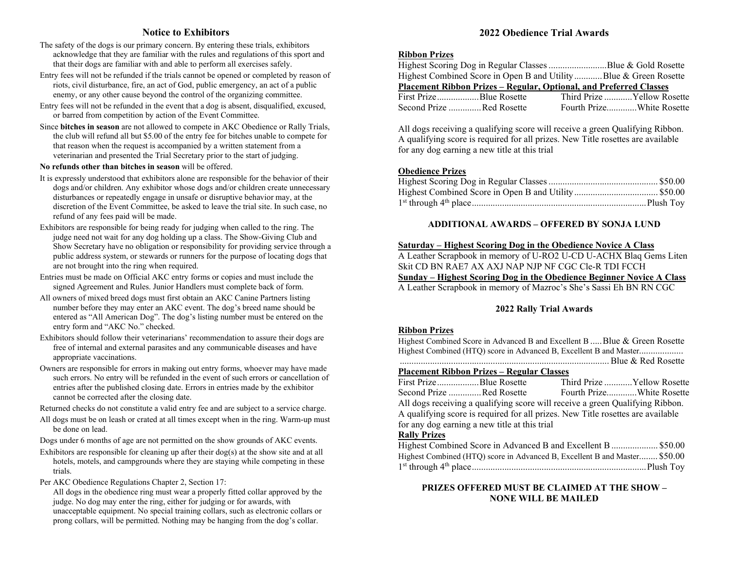## Notice to Exhibitors

The safety of the dogs is our primary concern. By entering these trials, exhibitors acknowledge that they are familiar with the rules and regulations of this sport and that their dogs are familiar with and able to perform all exercises safely.

Entry fees will not be refunded if the trials cannot be opened or completed by reason of riots, civil disturbance, fire, an act of God, public emergency, an act of a public enemy, or any other cause beyond the control of the organizing committee.

Entry fees will not be refunded in the event that a dog is absent, disqualified, excused, or barred from competition by action of the Event Committee.

Since **bitches in season** are not allowed to compete in AKC Obedience or Rally Trials, the club will refund all but $5.00 of the entry fee for bitches unable to compete for that reason when the request is accompanied by a written statement from a veterinarian and presented the Trial Secretary prior to the start of judging.

**No refunds other than bitches in season** will be offered.

It is expressly understood that exhibitors alone are responsible for the behavior of their dogs and/or children. Any exhibitor whose dogs and/or children create unnecessary disturbances or repeatedly engage in unsafe or disruptive behavior may, at the discretion of the Event Committee, be asked to leave the trial site. In such case, no refund of any fees paid will be made.

Exhibitors are responsible for being ready for judging when called to the ring. The judge need not wait for any dog holding up a class. The Show-Giving Club and Show Secretary have no obligation or responsibility for providing service through a public address system, or stewards or runners for the purpose of locating dogs that are not brought into the ring when required.

Entries must be made on Official AKC entry forms or copies and must include the signed Agreement and Rules. Junior Handlers must complete back of form.

All owners of mixed breed dogs must first obtain an AKC Canine Partners listing number before they may enter an AKC event. The dog's breed name should be entered as "All American Dog". The dog's listing number must be entered on the entry form and "AKC No." checked.

Exhibitors should follow their veterinarians' recommendation to assure their dogs are free of internal and external parasites and any communicable diseases and have appropriate vaccinations.

Owners are responsible for errors in making out entry forms, whoever may have made such errors. No entry will be refunded in the event of such errors or cancellation of entries after the published closing date. Errors in entries made by the exhibitor cannot be corrected after the closing date.

Returned checks do not constitute a valid entry fee and are subject to a service charge.

All dogs must be on leash or crated at all times except when in the ring. Warm-up must be done on lead.

Dogs under 6 months of age are not permitted on the show grounds of AKC events.

Exhibitors are responsible for cleaning up after their dog(s) at the show site and at all hotels, motels, and campgrounds where they are staying while competing in these trials.

Per AKC Obedience Regulations Chapter 2, Section 17:

All dogs in the obedience ring must wear a properly fitted collar approved by the judge. No dog may enter the ring, either for judging or for awards, with unacceptable equipment. No special training collars, such as electronic collars or prong collars, will be permitted. Nothing may be hanging from the dog's collar.

## 2022 Obedience Trial Awards

**Ribbon Prizes**

Highest Scoring Dog in Regular Classes .......................... Blue & Gold Rosette
Highest Combined Score in Open B and Utility ............ Blue & Green Rosette

**Placement Ribbon Prizes – Regular, Optional, and Preferred Classes**

| | | | |
|---|---|---|---|
| First Prize | Blue Rosette | Third Prize | Yellow Rosette |
| Second Prize | Red Rosette | Fourth Prize | White Rosette |

All dogs receiving a qualifying score will receive a green Qualifying Ribbon. A qualifying score is required for all prizes. New Title rosettes are available for any dog earning a new title at this trial

**Obedience Prizes**

Highest Scoring Dog in Regular Classes .............................................. $50.00
Highest Combined Score in Open B and Utility .................................... $50.00
1st through 4th place .......................................................................... Plush Toy

### ADDITIONAL AWARDS – OFFERED BY SONJA LUND

**Saturday – Highest Scoring Dog in the Obedience Novice A Class**
A Leather Scrapbook in memory of U-RO2 U-CD U-ACHX Blaq Gems Liten Skit CD BN RAE7 AX AXJ NAP NJP NF CGC Cle-R TDI FCCH

**Sunday – Highest Scoring Dog in the Obedience Beginner Novice A Class**
A Leather Scrapbook in memory of Mazroc's She's Sassi Eh BN RN CGC

## 2022 Rally Trial Awards

**Ribbon Prizes**

Highest Combined Score in Advanced B and Excellent B ..... Blue & Green Rosette
Highest Combined (HTQ) score in Advanced B, Excellent B and Master........................................................ Blue & Red Rosette

**Placement Ribbon Prizes – Regular Classes**

| | | | |
|---|---|---|---|
| First Prize | Blue Rosette | Third Prize | Yellow Rosette |
| Second Prize | Red Rosette | Fourth Prize | White Rosette |

All dogs receiving a qualifying score will receive a green Qualifying Ribbon. A qualifying score is required for all prizes. New Title rosettes are available for any dog earning a new title at this trial

**Rally Prizes**

Highest Combined Score in Advanced B and Excellent B .................... $50.00
Highest Combined (HTQ) score in Advanced B, Excellent B and Master........ $50.00
1st through 4th place .......................................................................... Plush Toy

### PRIZES OFFERED MUST BE CLAIMED AT THE SHOW – NONE WILL BE MAILED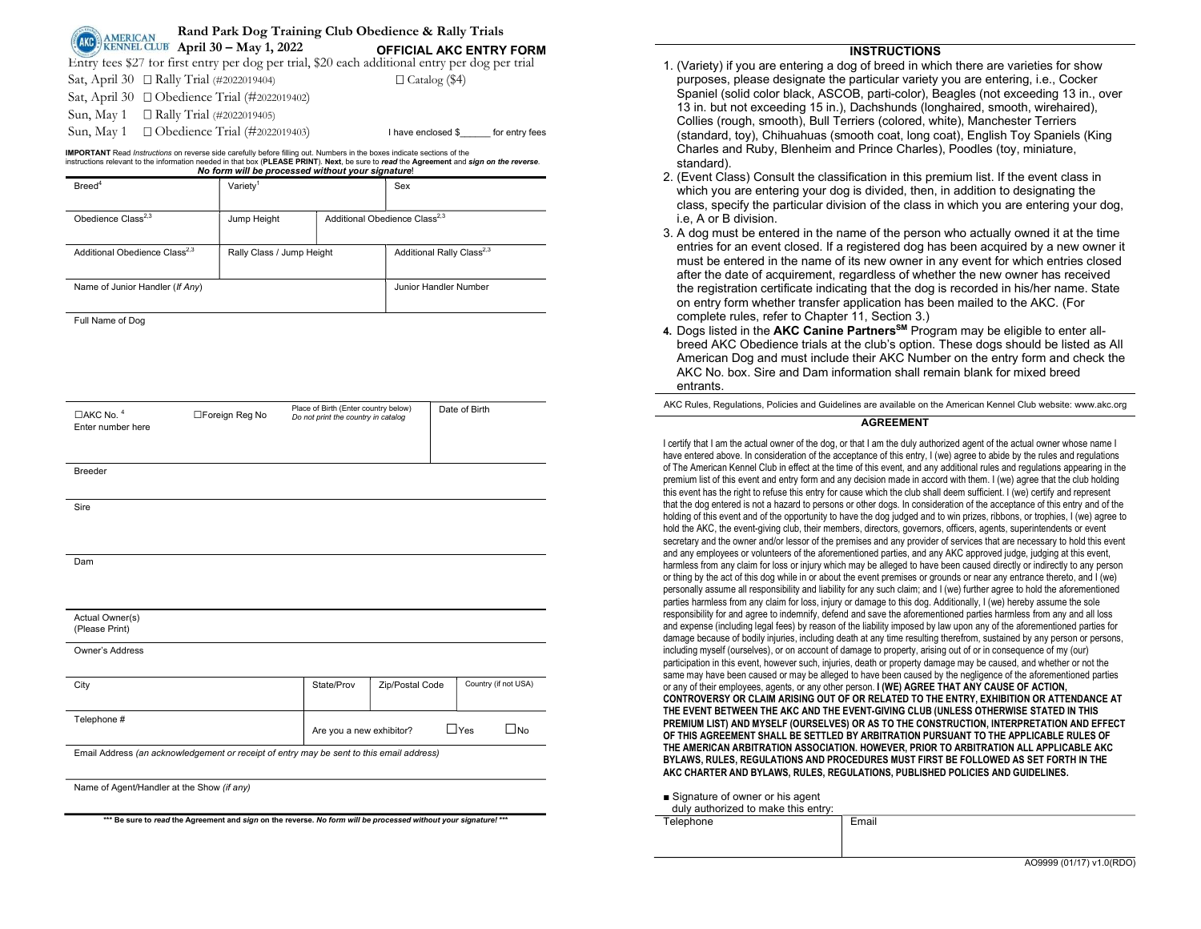AMERICAN KENNEL CLUB

# Rand Park Dog Training Club Obedience & Rally Trials

**April 30 – May 1, 2022**

**OFFICIAL AKC ENTRY FORM**

Entry fees $27 for first entry per dog per trial, $20 each additional entry per dog per trial

Sat, April 30 ☐ Rally Trial (#2022019404)

Sat, April 30 ☐ Obedience Trial (#2022019402)

Sun, May 1 ☐ Rally Trial (#2022019405)

Sun, May 1 ☐ Obedience Trial (#2022019403)

☐ Catalog ($4)

I have enclosed $______ for entry fees

**IMPORTANT** Read *Instructions* on reverse side carefully before filling out. Numbers in the boxes indicate sections of the instructions relevant to the information needed in that box (**PLEASE PRINT**). **Next**, be sure to *read* the **Agreement** and *sign on the reverse*.

***No form will be processed without your signature!***

| | | | |
|---|---|---|---|
| Breed[4] | Variety[1] | | Sex |
| Obedience Class[2,3] | Jump Height | Additional Obedience Class[2,3] | |
| Additional Obedience Class[2,3] | Rally Class / Jump Height | | Additional Rally Class[2,3] |
| Name of Junior Handler (*If Any*) | | | Junior Handler Number |
| Full Name of Dog | | | |
| ☐AKC No. [4] Enter number here | ☐Foreign Reg No | Place of Birth (Enter country below) *Do not print the country in catalog* | Date of Birth |
| Breeder | | | |
| Sire | | | |
| Dam | | | |
| Actual Owner(s) (Please Print) | | | |
| Owner's Address | | | |
| City | State/Prov | Zip/Postal Code | Country (if not USA) |
| Telephone # | Are you a new exhibitor? ☐Yes ☐No | | |
| Email Address *(an acknowledgement or receipt of entry may be sent to this email address)* | | | |
| Name of Agent/Handler at the Show *(if any)* | | | |

**\*\*\* Be sure to *read* the Agreement and *sign* on the reverse. *No form will be processed without your signature!* \*\*\***

## INSTRUCTIONS

1. (Variety) if you are entering a dog of breed in which there are varieties for show purposes, please designate the particular variety you are entering, i.e., Cocker Spaniel (solid color black, ASCOB, parti-color), Beagles (not exceeding 13 in., over 13 in. but not exceeding 15 in.), Dachshunds (longhaired, smooth, wirehaired), Collies (rough, smooth), Bull Terriers (colored, white), Manchester Terriers (standard, toy), Chihuahuas (smooth coat, long coat), English Toy Spaniels (King Charles and Ruby, Blenheim and Prince Charles), Poodles (toy, miniature, standard).
2. (Event Class) Consult the classification in this premium list. If the event class in which you are entering your dog is divided, then, in addition to designating the class, specify the particular division of the class in which you are entering your dog, i.e, A or B division.
3. A dog must be entered in the name of the person who actually owned it at the time entries for an event closed. If a registered dog has been acquired by a new owner it must be entered in the name of its new owner in any event for which entries closed after the date of acquirement, regardless of whether the new owner has received the registration certificate indicating that the dog is recorded in his/her name. State on entry form whether transfer application has been mailed to the AKC. (For complete rules, refer to Chapter 11, Section 3.)
4. Dogs listed in the **AKC Canine Partners**[SM] Program may be eligible to enter all-breed AKC Obedience trials at the club's option. These dogs should be listed as All American Dog and must include their AKC Number on the entry form and check the AKC No. box. Sire and Dam information shall remain blank for mixed breed entrants.

AKC Rules, Regulations, Policies and Guidelines are available on the American Kennel Club website: www.akc.org

## AGREEMENT

I certify that I am the actual owner of the dog, or that I am the duly authorized agent of the actual owner whose name I have entered above. In consideration of the acceptance of this entry, I (we) agree to abide by the rules and regulations of The American Kennel Club in effect at the time of this event, and any additional rules and regulations appearing in the premium list of this event and entry form and any decision made in accord with them. I (we) agree that the club holding this event has the right to refuse this entry for cause which the club shall deem sufficient. I (we) certify and represent that the dog entered is not a hazard to persons or other dogs. In consideration of the acceptance of this entry and of the holding of this event and of the opportunity to have the dog judged and to win prizes, ribbons, or trophies, I (we) agree to hold the AKC, the event-giving club, their members, directors, governors, officers, agents, superintendents or event secretary and the owner and/or lessor of the premises and any provider of services that are necessary to hold this event and any employees or volunteers of the aforementioned parties, and any AKC approved judge, judging at this event, harmless from any claim for loss or injury which may be alleged to have been caused directly or indirectly to any person or thing by the act of this dog while in or about the event premises or grounds or near any entrance thereto, and I (we) personally assume all responsibility and liability for any such claim; and I (we) further agree to hold the aforementioned parties harmless from any claim for loss, injury or damage to this dog. Additionally, I (we) hereby assume the sole responsibility for and agree to indemnify, defend and save the aforementioned parties harmless from any and all loss and expense (including legal fees) by reason of the liability imposed by law upon any of the aforementioned parties for damage because of bodily injuries, including death at any time resulting therefrom, sustained by any person or persons, including myself (ourselves), or on account of damage to property, arising out of or in consequence of my (our) participation in this event, however such, injuries, death or property damage may be caused, and whether or not the same may have been caused or may be alleged to have been caused by the negligence of the aforementioned parties or any of their employees, agents, or any other person. **I (WE) AGREE THAT ANY CAUSE OF ACTION, CONTROVERSY OR CLAIM ARISING OUT OF OR RELATED TO THE ENTRY, EXHIBITION OR ATTENDANCE AT THE EVENT BETWEEN THE AKC AND THE EVENT-GIVING CLUB (UNLESS OTHERWISE STATED IN THIS PREMIUM LIST) AND MYSELF (OURSELVES) OR AS TO THE CONSTRUCTION, INTERPRETATION AND EFFECT OF THIS AGREEMENT SHALL BE SETTLED BY ARBITRATION PURSUANT TO THE APPLICABLE RULES OF THE AMERICAN ARBITRATION ASSOCIATION. HOWEVER, PRIOR TO ARBITRATION ALL APPLICABLE AKC BYLAWS, RULES, REGULATIONS AND PROCEDURES MUST FIRST BE FOLLOWED AS SET FORTH IN THE AKC CHARTER AND BYLAWS, RULES, REGULATIONS, PUBLISHED POLICIES AND GUIDELINES.**

■ Signature of owner or his agent duly authorized to make this entry:

| | |
|---|---|
| Telephone | Email |

AO9999 (01/17) v1.0(RDO)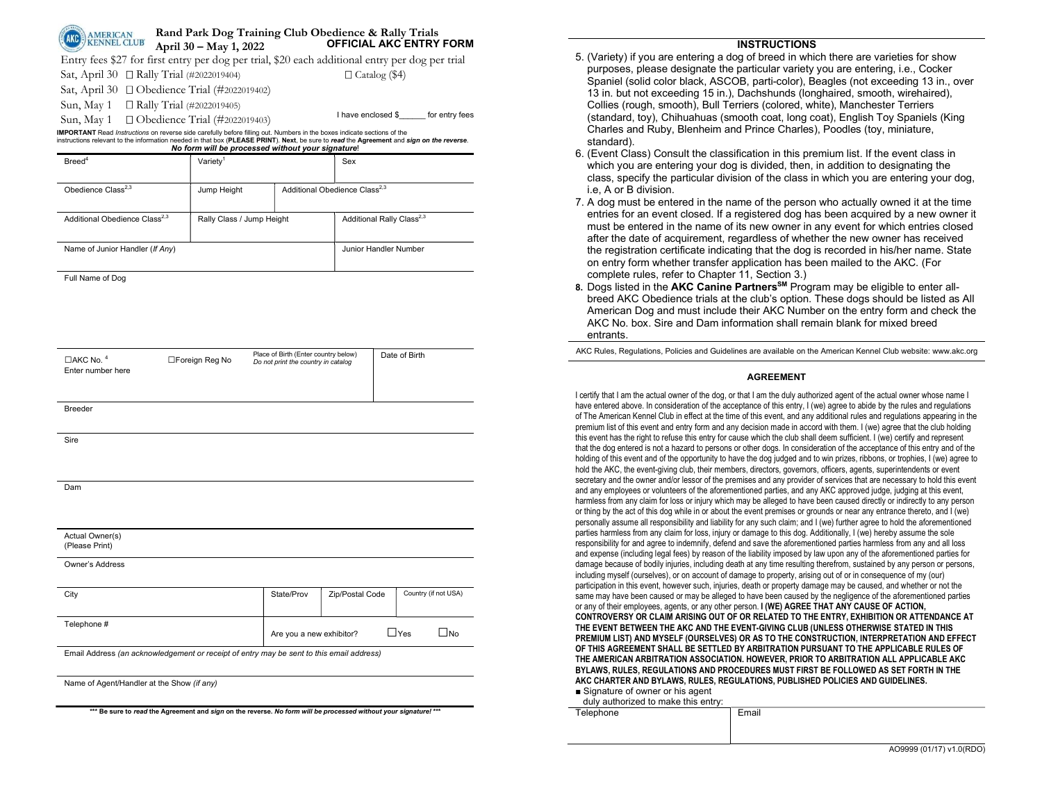AMERICAN KENNEL CLUB

**Rand Park Dog Training Club Obedience & Rally Trials**
**April 30 – May 1, 2022**
**OFFICIAL AKC ENTRY FORM**

Entry fees $27 for first entry per dog per trial, $20 each additional entry per dog per trial

Sat, April 30 ☐ Rally Trial (#2022019404) ☐ Catalog ($4)

Sat, April 30 ☐ Obedience Trial (#2022019402)

Sun, May 1 ☐ Rally Trial (#2022019405)

Sun, May 1 ☐ Obedience Trial (#2022019403) I have enclosed $______ for entry fees

**IMPORTANT** Read *Instructions* on reverse side carefully before filling out. Numbers in the boxes indicate sections of the instructions relevant to the information needed in that box (**PLEASE PRINT**). **Next**, be sure to ***read*** the **Agreement** and ***sign on the reverse***.
***No form will be processed without your signature!***

| | | |
|---|---|---|
| Breed[4] | Variety[1] | Sex |
| Obedience Class[2,3] | Jump Height | Additional Obedience Class[2,3] |
| Additional Obedience Class[2,3] | Rally Class / Jump Height | Additional Rally Class[2,3] |
| Name of Junior Handler (*If Any*) | | Junior Handler Number |

Full Name of Dog

| | | | |
|---|---|---|---|
| ☐AKC No. [4] Enter number here | ☐Foreign Reg No | Place of Birth (Enter country below) *Do not print the country in catalog* | Date of Birth |

Breeder

Sire

Dam

Actual Owner(s) (Please Print)

Owner's Address

| | | | |
|---|---|---|---|
| City | State/Prov | Zip/Postal Code | Country (if not USA) |

Telephone # | Are you a new exhibitor? ☐Yes ☐No

Email Address *(an acknowledgement or receipt of entry may be sent to this email address)*

Name of Agent/Handler at the Show *(if any)*

**\*\*\* Be sure to *read* the Agreement and *sign* on the reverse. *No form will be processed without your signature!* \*\*\***

## INSTRUCTIONS

5. (Variety) if you are entering a dog of breed in which there are varieties for show purposes, please designate the particular variety you are entering, i.e., Cocker Spaniel (solid color black, ASCOB, parti-color), Beagles (not exceeding 13 in., over 13 in. but not exceeding 15 in.), Dachshunds (longhaired, smooth, wirehaired), Collies (rough, smooth), Bull Terriers (colored, white), Manchester Terriers (standard, toy), Chihuahuas (smooth coat, long coat), English Toy Spaniels (King Charles and Ruby, Blenheim and Prince Charles), Poodles (toy, miniature, standard).
6. (Event Class) Consult the classification in this premium list. If the event class in which you are entering your dog is divided, then, in addition to designating the class, specify the particular division of the class in which you are entering your dog, i.e, A or B division.
7. A dog must be entered in the name of the person who actually owned it at the time entries for an event closed. If a registered dog has been acquired by a new owner it must be entered in the name of its new owner in any event for which entries closed after the date of acquirement, regardless of whether the new owner has received the registration certificate indicating that the dog is recorded in his/her name. State on entry form whether transfer application has been mailed to the AKC. (For complete rules, refer to Chapter 11, Section 3.)
8. Dogs listed in the **AKC Canine Partners[SM]** Program may be eligible to enter all-breed AKC Obedience trials at the club's option. These dogs should be listed as All American Dog and must include their AKC Number on the entry form and check the AKC No. box. Sire and Dam information shall remain blank for mixed breed entrants.

AKC Rules, Regulations, Policies and Guidelines are available on the American Kennel Club website: www.akc.org

## AGREEMENT

I certify that I am the actual owner of the dog, or that I am the duly authorized agent of the actual owner whose name I have entered above. In consideration of the acceptance of this entry, I (we) agree to abide by the rules and regulations of The American Kennel Club in effect at the time of this event, and any additional rules and regulations appearing in the premium list of this event and entry form and any decision made in accord with them. I (we) agree that the club holding this event has the right to refuse this entry for cause which the club shall deem sufficient. I (we) certify and represent that the dog entered is not a hazard to persons or other dogs. In consideration of the acceptance of this entry and of the holding of this event and of the opportunity to have the dog judged and to win prizes, ribbons, or trophies, I (we) agree to hold the AKC, the event-giving club, their members, directors, governors, officers, agents, superintendents or event secretary and the owner and/or lessor of the premises and any provider of services that are necessary to hold this event and any employees or volunteers of the aforementioned parties, and any AKC approved judge, judging at this event, harmless from any claim for loss or injury which may be alleged to have been caused directly or indirectly to any person or thing by the act of this dog while in or about the event premises or grounds or near any entrance thereto, and I (we) personally assume all responsibility and liability for any such claim; and I (we) further agree to hold the aforementioned parties harmless from any claim for loss, injury or damage to this dog. Additionally, I (we) hereby assume the sole responsibility for and agree to indemnify, defend and save the aforementioned parties harmless from any and all loss and expense (including legal fees) by reason of the liability imposed by law upon any of the aforementioned parties for damage because of bodily injuries, including death at any time resulting therefrom, sustained by any person or persons, including myself (ourselves), or on account of damage to property, arising out of or in consequence of my (our) participation in this event, however such, injuries, death or property damage may be caused, and whether or not the same may have been caused or may be alleged to have been caused by the negligence of the aforementioned parties or any of their employees, agents, or any other person. **I (WE) AGREE THAT ANY CAUSE OF ACTION, CONTROVERSY OR CLAIM ARISING OUT OF OR RELATED TO THE ENTRY, EXHIBITION OR ATTENDANCE AT THE EVENT BETWEEN THE AKC AND THE EVENT-GIVING CLUB (UNLESS OTHERWISE STATED IN THIS PREMIUM LIST) AND MYSELF (OURSELVES) OR AS TO THE CONSTRUCTION, INTERPRETATION AND EFFECT OF THIS AGREEMENT SHALL BE SETTLED BY ARBITRATION PURSUANT TO THE APPLICABLE RULES OF THE AMERICAN ARBITRATION ASSOCIATION. HOWEVER, PRIOR TO ARBITRATION ALL APPLICABLE AKC BYLAWS, RULES, REGULATIONS AND PROCEDURES MUST FIRST BE FOLLOWED AS SET FORTH IN THE AKC CHARTER AND BYLAWS, RULES, REGULATIONS, PUBLISHED POLICIES AND GUIDELINES.**

■ Signature of owner or his agent duly authorized to make this entry:

| | |
|---|---|
| Telephone | Email |

AO9999 (01/17) v1.0(RDO)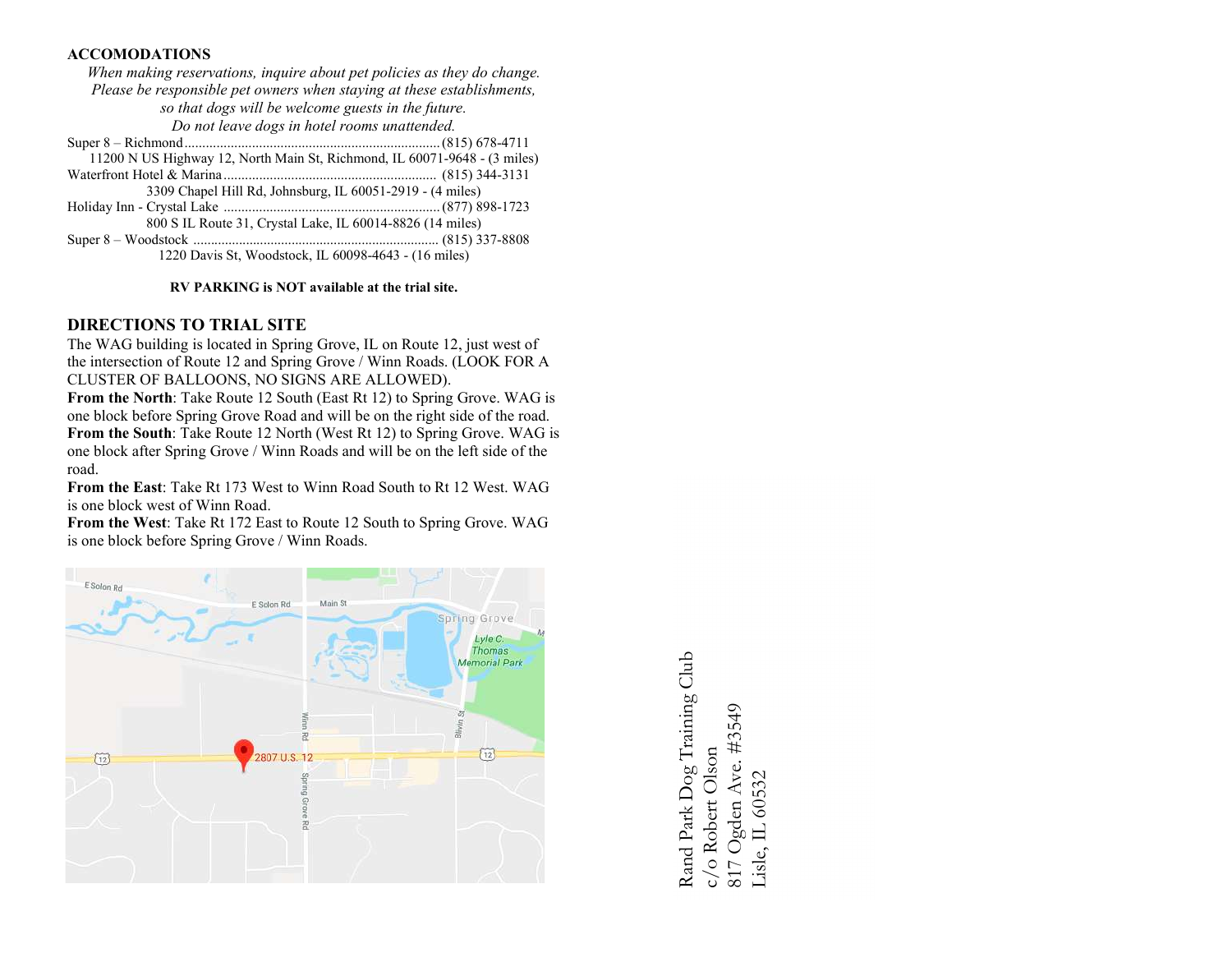## ACCOMODATIONS

*When making reservations, inquire about pet policies as they do change.*
*Please be responsible pet owners when staying at these establishments,*
*so that dogs will be welcome guests in the future.*
*Do not leave dogs in hotel rooms unattended.*

Super 8 – Richmond........................................................................(815) 678-4711
11200 N US Highway 12, North Main St, Richmond, IL 60071-9648 - (3 miles)

Waterfront Hotel & Marina........................................................... (815) 344-3131
3309 Chapel Hill Rd, Johnsburg, IL 60051-2919 - (4 miles)

Holiday Inn - Crystal Lake .............................................................(877) 898-1723
800 S IL Route 31, Crystal Lake, IL 60014-8826 (14 miles)

Super 8 – Woodstock ..................................................................... (815) 337-8808
1220 Davis St, Woodstock, IL 60098-4643 - (16 miles)

**RV PARKING is NOT available at the trial site.**

## DIRECTIONS TO TRIAL SITE

The WAG building is located in Spring Grove, IL on Route 12, just west of the intersection of Route 12 and Spring Grove / Winn Roads. (LOOK FOR A CLUSTER OF BALLOONS, NO SIGNS ARE ALLOWED).

**From the North**: Take Route 12 South (East Rt 12) to Spring Grove. WAG is one block before Spring Grove Road and will be on the right side of the road.

**From the South**: Take Route 12 North (West Rt 12) to Spring Grove. WAG is one block after Spring Grove / Winn Roads and will be on the left side of the road.

**From the East**: Take Rt 173 West to Winn Road South to Rt 12 West. WAG is one block west of Winn Road.

**From the West**: Take Rt 172 East to Route 12 South to Spring Grove. WAG is one block before Spring Grove / Winn Roads.

E Solon Rd
E Solon Rd
Main St
Spring Grove
Lyle C. Thomas Memorial Park
Winn Rd
Blivin St
12
2807 U.S. 12
12
Spring Grove Rd

Rand Park Dog Training Club
c/o Robert Olson
817 Ogden Ave. #3549
Lisle, IL 60532